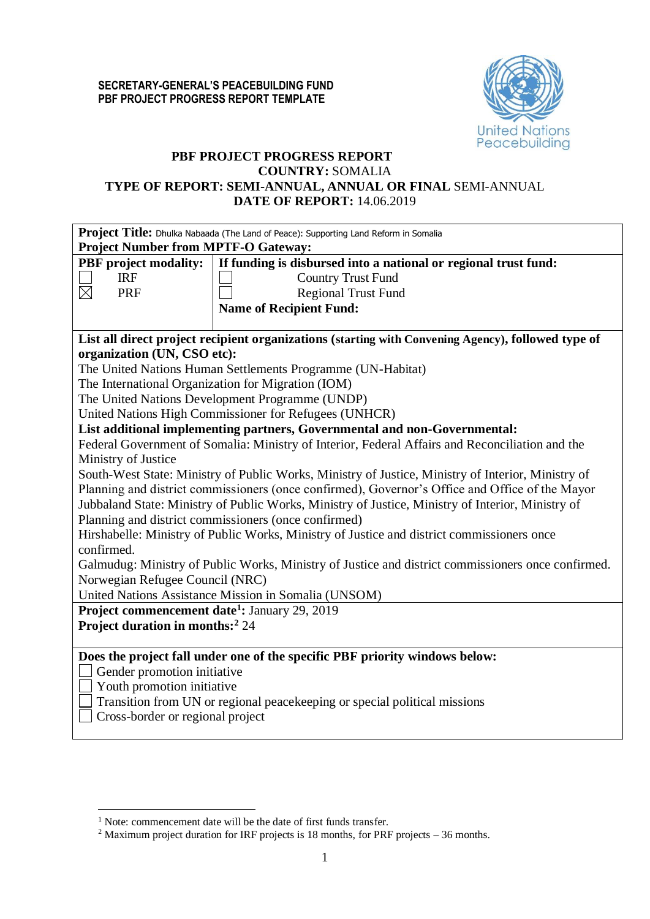**SECRETARY-GENERAL'S PEACEBUILDING FUND**
**PBF PROJECT PROGRESS REPORT TEMPLATE**

United Nations Peacebuilding

# PBF PROJECT PROGRESS REPORT

**COUNTRY:** SOMALIA

**TYPE OF REPORT: SEMI-ANNUAL, ANNUAL OR FINAL** SEMI-ANNUAL

**DATE OF REPORT:** 14.06.2019

| **Project Title:** Dhulka Nabaada (The Land of Peace): Supporting Land Reform in Somalia<br>**Project Number from MPTF-O Gateway:** | |
|---|---|
| **PBF project modality:**<br>☐ IRF<br>☒ PRF | **If funding is disbursed into a national or regional trust fund:**<br>☐ Country Trust Fund<br>☐ Regional Trust Fund<br>**Name of Recipient Fund:** |
| **List all direct project recipient organizations (starting with Convening Agency), followed type of organization (UN, CSO etc):**<br>The United Nations Human Settlements Programme (UN-Habitat)<br>The International Organization for Migration (IOM)<br>The United Nations Development Programme (UNDP)<br>United Nations High Commissioner for Refugees (UNHCR)<br>**List additional implementing partners, Governmental and non-Governmental:**<br>Federal Government of Somalia: Ministry of Interior, Federal Affairs and Reconciliation and the Ministry of Justice<br>South-West State: Ministry of Public Works, Ministry of Justice, Ministry of Interior, Ministry of Planning and district commissioners (once confirmed), Governor's Office and Office of the Mayor<br>Jubbaland State: Ministry of Public Works, Ministry of Justice, Ministry of Interior, Ministry of Planning and district commissioners (once confirmed)<br>Hirshabelle: Ministry of Public Works, Ministry of Justice and district commissioners once confirmed.<br>Galmudug: Ministry of Public Works, Ministry of Justice and district commissioners once confirmed.<br>Norwegian Refugee Council (NRC)<br>United Nations Assistance Mission in Somalia (UNSOM) | |
| **Project commencement date[1]:** January 29, 2019<br>**Project duration in months:[2]** 24 | |
| **Does the project fall under one of the specific PBF priority windows below:**<br>☐ Gender promotion initiative<br>☐ Youth promotion initiative<br>☐ Transition from UN or regional peacekeeping or special political missions<br>☐ Cross-border or regional project | |

[1] Note: commencement date will be the date of first funds transfer.

[2] Maximum project duration for IRF projects is 18 months, for PRF projects – 36 months.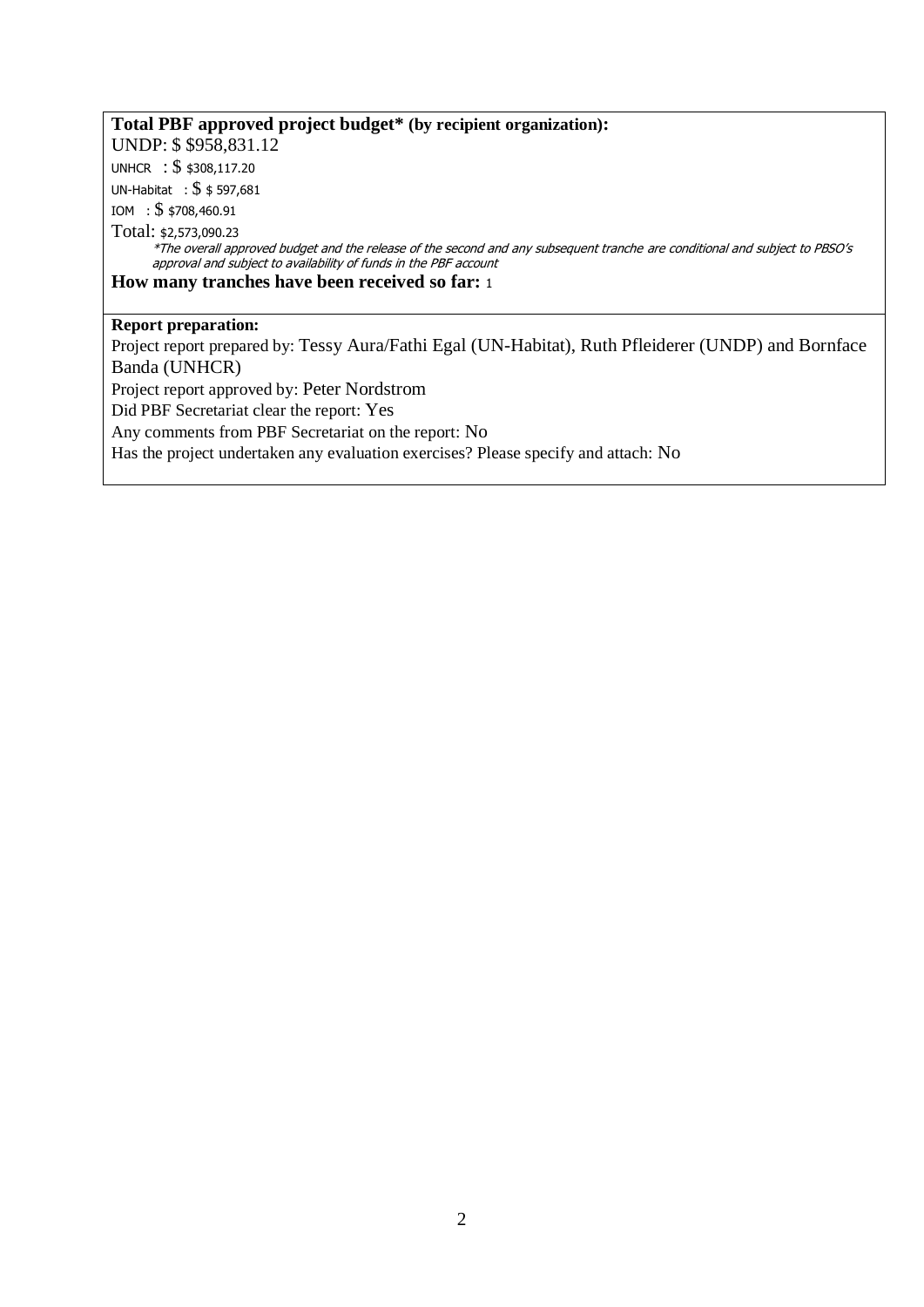**Total PBF approved project budget* (by recipient organization):**

UNDP: $ $958,831.12

UNHCR : $ $308,117.20

UN-Habitat : $ $ 597,681

IOM : $ $708,460.91

Total: $2,573,090.23

*\*The overall approved budget and the release of the second and any subsequent tranche are conditional and subject to PBSO's approval and subject to availability of funds in the PBF account*

**How many tranches have been received so far:** 1

**Report preparation:**

Project report prepared by: Tessy Aura/Fathi Egal (UN-Habitat), Ruth Pfleiderer (UNDP) and Bornface Banda (UNHCR)

Project report approved by: Peter Nordstrom

Did PBF Secretariat clear the report: Yes

Any comments from PBF Secretariat on the report: No

Has the project undertaken any evaluation exercises? Please specify and attach: No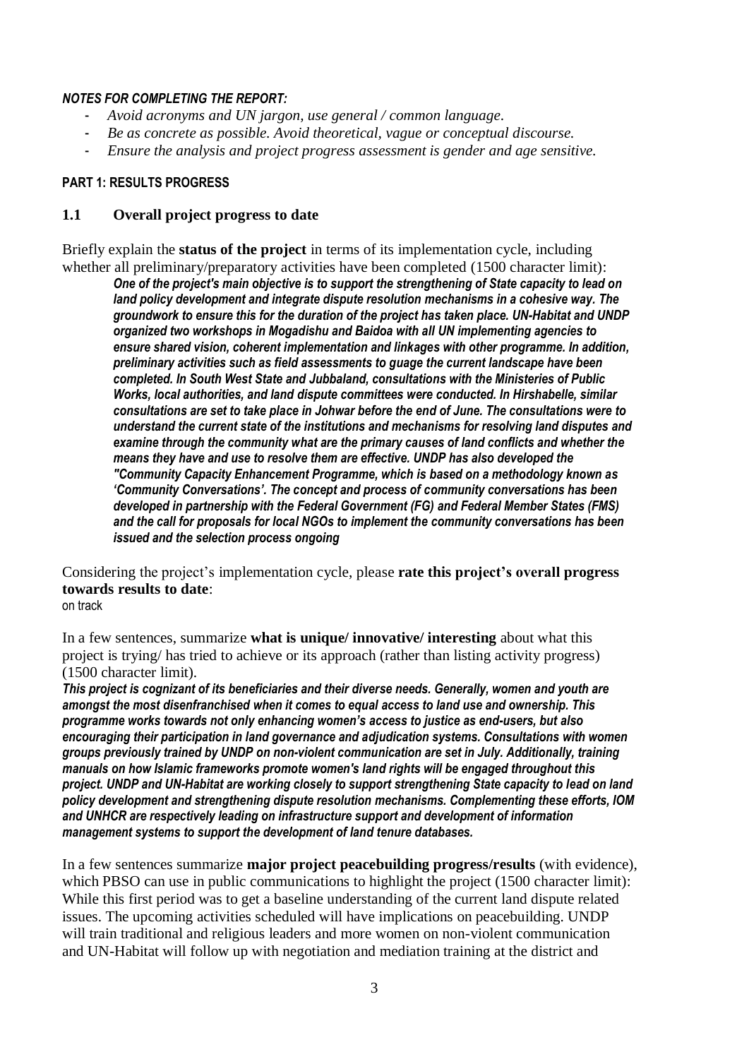***NOTES FOR COMPLETING THE REPORT:***

- *Avoid acronyms and UN jargon, use general / common language.*
- *Be as concrete as possible. Avoid theoretical, vague or conceptual discourse.*
- *Ensure the analysis and project progress assessment is gender and age sensitive.*

**PART 1: RESULTS PROGRESS**

## 1.1 Overall project progress to date

Briefly explain the **status of the project** in terms of its implementation cycle, including whether all preliminary/preparatory activities have been completed (1500 character limit):

***One of the project's main objective is to support the strengthening of State capacity to lead on land policy development and integrate dispute resolution mechanisms in a cohesive way. The groundwork to ensure this for the duration of the project has taken place. UN-Habitat and UNDP organized two workshops in Mogadishu and Baidoa with all UN implementing agencies to ensure shared vision, coherent implementation and linkages with other programme. In addition, preliminary activities such as field assessments to guage the current landscape have been completed. In South West State and Jubbaland, consultations with the Ministeries of Public Works, local authorities, and land dispute committees were conducted. In Hirshabelle, similar consultations are set to take place in Johwar before the end of June. The consultations were to understand the current state of the institutions and mechanisms for resolving land disputes and examine through the community what are the primary causes of land conflicts and whether the means they have and use to resolve them are effective. UNDP has also developed the "Community Capacity Enhancement Programme, which is based on a methodology known as 'Community Conversations'. The concept and process of community conversations has been developed in partnership with the Federal Government (FG) and Federal Member States (FMS) and the call for proposals for local NGOs to implement the community conversations has been issued and the selection process ongoing***

Considering the project's implementation cycle, please **rate this project's overall progress towards results to date**:

on track

In a few sentences, summarize **what is unique/ innovative/ interesting** about what this project is trying/ has tried to achieve or its approach (rather than listing activity progress) (1500 character limit).

***This project is cognizant of its beneficiaries and their diverse needs. Generally, women and youth are amongst the most disenfranchised when it comes to equal access to land use and ownership. This programme works towards not only enhancing women's access to justice as end-users, but also encouraging their participation in land governance and adjudication systems. Consultations with women groups previously trained by UNDP on non-violent communication are set in July. Additionally, training manuals on how Islamic frameworks promote women's land rights will be engaged throughout this project. UNDP and UN-Habitat are working closely to support strengthening State capacity to lead on land policy development and strengthening dispute resolution mechanisms. Complementing these efforts, IOM and UNHCR are respectively leading on infrastructure support and development of information management systems to support the development of land tenure databases.***

In a few sentences summarize **major project peacebuilding progress/results** (with evidence), which PBSO can use in public communications to highlight the project (1500 character limit):

While this first period was to get a baseline understanding of the current land dispute related issues. The upcoming activities scheduled will have implications on peacebuilding. UNDP will train traditional and religious leaders and more women on non-violent communication and UN-Habitat will follow up with negotiation and mediation training at the district and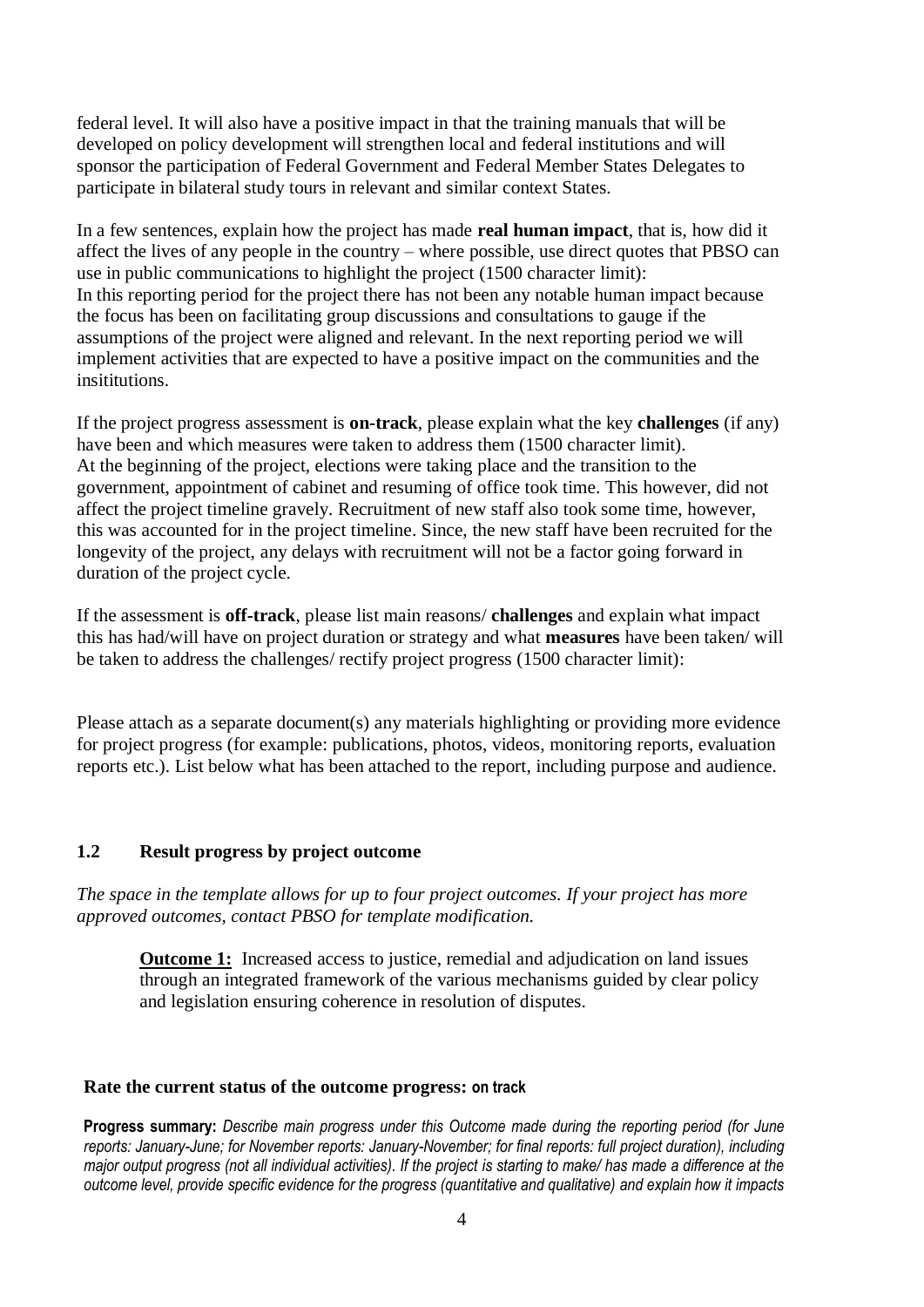federal level. It will also have a positive impact in that the training manuals that will be developed on policy development will strengthen local and federal institutions and will sponsor the participation of Federal Government and Federal Member States Delegates to participate in bilateral study tours in relevant and similar context States.

In a few sentences, explain how the project has made **real human impact**, that is, how did it affect the lives of any people in the country – where possible, use direct quotes that PBSO can use in public communications to highlight the project (1500 character limit):
In this reporting period for the project there has not been any notable human impact because the focus has been on facilitating group discussions and consultations to gauge if the assumptions of the project were aligned and relevant. In the next reporting period we will implement activities that are expected to have a positive impact on the communities and the insititutions.

If the project progress assessment is **on-track**, please explain what the key **challenges** (if any) have been and which measures were taken to address them (1500 character limit).
At the beginning of the project, elections were taking place and the transition to the government, appointment of cabinet and resuming of office took time. This however, did not affect the project timeline gravely. Recruitment of new staff also took some time, however, this was accounted for in the project timeline. Since, the new staff have been recruited for the longevity of the project, any delays with recruitment will not be a factor going forward in duration of the project cycle.

If the assessment is **off-track**, please list main reasons/ **challenges** and explain what impact this has had/will have on project duration or strategy and what **measures** have been taken/ will be taken to address the challenges/ rectify project progress (1500 character limit):

Please attach as a separate document(s) any materials highlighting or providing more evidence for project progress (for example: publications, photos, videos, monitoring reports, evaluation reports etc.). List below what has been attached to the report, including purpose and audience.

### 1.2 Result progress by project outcome

*The space in the template allows for up to four project outcomes. If your project has more approved outcomes, contact PBSO for template modification.*

**Outcome 1:** Increased access to justice, remedial and adjudication on land issues through an integrated framework of the various mechanisms guided by clear policy and legislation ensuring coherence in resolution of disputes.

**Rate the current status of the outcome progress:** on track

**Progress summary:** *Describe main progress under this Outcome made during the reporting period (for June reports: January-June; for November reports: January-November; for final reports: full project duration), including major output progress (not all individual activities). If the project is starting to make/ has made a difference at the outcome level, provide specific evidence for the progress (quantitative and qualitative) and explain how it impacts*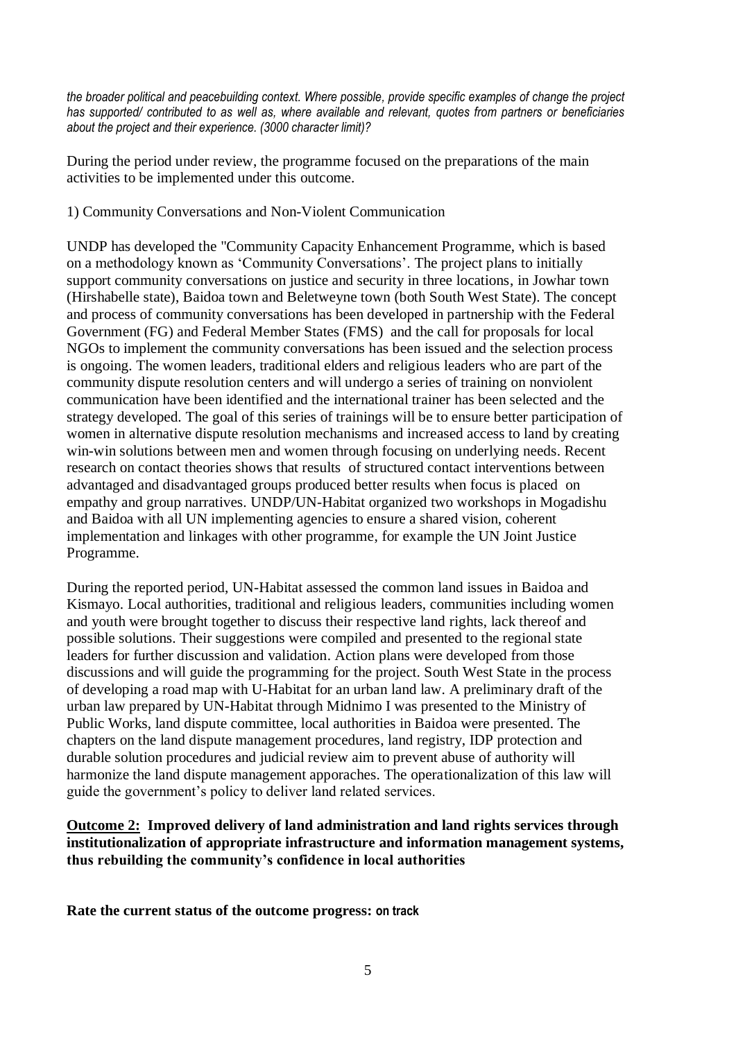*the broader political and peacebuilding context. Where possible, provide specific examples of change the project has supported/ contributed to as well as, where available and relevant, quotes from partners or beneficiaries about the project and their experience. (3000 character limit)?*

During the period under review, the programme focused on the preparations of the main activities to be implemented under this outcome.

1) Community Conversations and Non-Violent Communication

UNDP has developed the "Community Capacity Enhancement Programme, which is based on a methodology known as 'Community Conversations'. The project plans to initially support community conversations on justice and security in three locations, in Jowhar town (Hirshabelle state), Baidoa town and Beletweyne town (both South West State). The concept and process of community conversations has been developed in partnership with the Federal Government (FG) and Federal Member States (FMS) and the call for proposals for local NGOs to implement the community conversations has been issued and the selection process is ongoing. The women leaders, traditional elders and religious leaders who are part of the community dispute resolution centers and will undergo a series of training on nonviolent communication have been identified and the international trainer has been selected and the strategy developed. The goal of this series of trainings will be to ensure better participation of women in alternative dispute resolution mechanisms and increased access to land by creating win-win solutions between men and women through focusing on underlying needs. Recent research on contact theories shows that results of structured contact interventions between advantaged and disadvantaged groups produced better results when focus is placed on empathy and group narratives. UNDP/UN-Habitat organized two workshops in Mogadishu and Baidoa with all UN implementing agencies to ensure a shared vision, coherent implementation and linkages with other programme, for example the UN Joint Justice Programme.

During the reported period, UN-Habitat assessed the common land issues in Baidoa and Kismayo. Local authorities, traditional and religious leaders, communities including women and youth were brought together to discuss their respective land rights, lack thereof and possible solutions. Their suggestions were compiled and presented to the regional state leaders for further discussion and validation. Action plans were developed from those discussions and will guide the programming for the project. South West State in the process of developing a road map with U-Habitat for an urban land law. A preliminary draft of the urban law prepared by UN-Habitat through Midnimo I was presented to the Ministry of Public Works, land dispute committee, local authorities in Baidoa were presented. The chapters on the land dispute management procedures, land registry, IDP protection and durable solution procedures and judicial review aim to prevent abuse of authority will harmonize the land dispute management apporaches. The operationalization of this law will guide the government's policy to deliver land related services.

**<u>Outcome 2:</u> Improved delivery of land administration and land rights services through institutionalization of appropriate infrastructure and information management systems, thus rebuilding the community's confidence in local authorities**

**Rate the current status of the outcome progress: on track**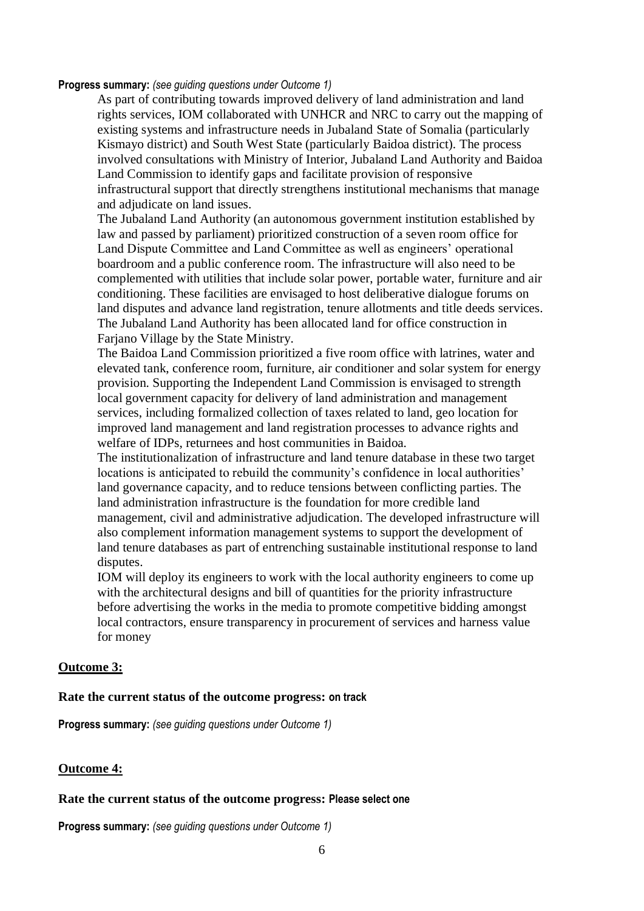**Progress summary:** *(see guiding questions under Outcome 1)*

As part of contributing towards improved delivery of land administration and land rights services, IOM collaborated with UNHCR and NRC to carry out the mapping of existing systems and infrastructure needs in Jubaland State of Somalia (particularly Kismayo district) and South West State (particularly Baidoa district). The process involved consultations with Ministry of Interior, Jubaland Land Authority and Baidoa Land Commission to identify gaps and facilitate provision of responsive infrastructural support that directly strengthens institutional mechanisms that manage and adjudicate on land issues.

The Jubaland Land Authority (an autonomous government institution established by law and passed by parliament) prioritized construction of a seven room office for Land Dispute Committee and Land Committee as well as engineers' operational boardroom and a public conference room. The infrastructure will also need to be complemented with utilities that include solar power, portable water, furniture and air conditioning. These facilities are envisaged to host deliberative dialogue forums on land disputes and advance land registration, tenure allotments and title deeds services. The Jubaland Land Authority has been allocated land for office construction in Farjano Village by the State Ministry.

The Baidoa Land Commission prioritized a five room office with latrines, water and elevated tank, conference room, furniture, air conditioner and solar system for energy provision. Supporting the Independent Land Commission is envisaged to strength local government capacity for delivery of land administration and management services, including formalized collection of taxes related to land, geo location for improved land management and land registration processes to advance rights and welfare of IDPs, returnees and host communities in Baidoa.

The institutionalization of infrastructure and land tenure database in these two target locations is anticipated to rebuild the community's confidence in local authorities' land governance capacity, and to reduce tensions between conflicting parties. The land administration infrastructure is the foundation for more credible land management, civil and administrative adjudication. The developed infrastructure will also complement information management systems to support the development of land tenure databases as part of entrenching sustainable institutional response to land disputes.

IOM will deploy its engineers to work with the local authority engineers to come up with the architectural designs and bill of quantities for the priority infrastructure before advertising the works in the media to promote competitive bidding amongst local contractors, ensure transparency in procurement of services and harness value for money

**Outcome 3:**

**Rate the current status of the outcome progress: on track**

**Progress summary:** *(see guiding questions under Outcome 1)*

**Outcome 4:**

**Rate the current status of the outcome progress: Please select one**

**Progress summary:** *(see guiding questions under Outcome 1)*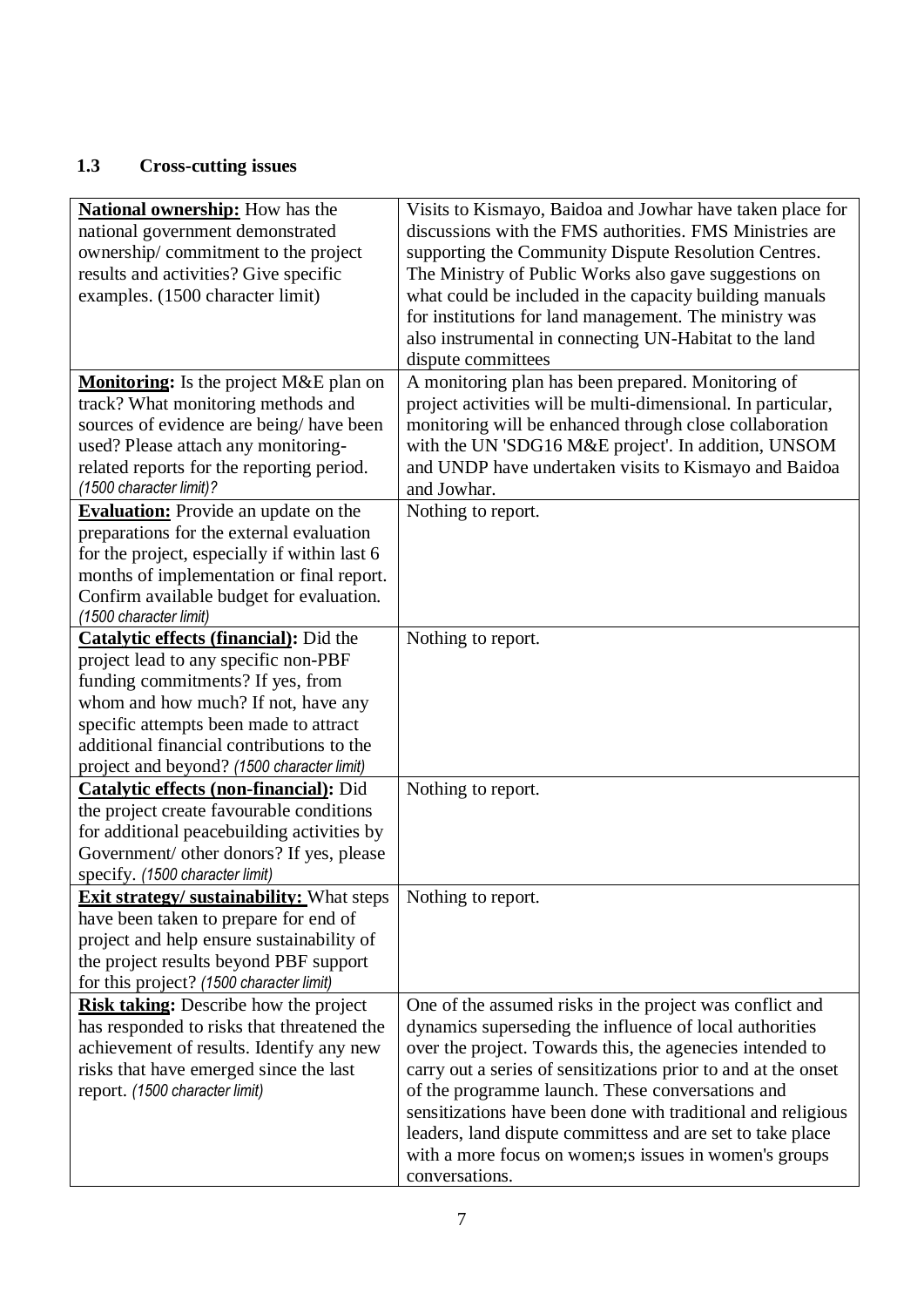## 1.3 Cross-cutting issues

| | |
|---|---|
| **National ownership:** How has the national government demonstrated ownership/ commitment to the project results and activities? Give specific examples. (1500 character limit) | Visits to Kismayo, Baidoa and Jowhar have taken place for discussions with the FMS authorities. FMS Ministries are supporting the Community Dispute Resolution Centres. The Ministry of Public Works also gave suggestions on what could be included in the capacity building manuals for institutions for land management. The ministry was also instrumental in connecting UN-Habitat to the land dispute committees |
| **Monitoring:** Is the project M&E plan on track? What monitoring methods and sources of evidence are being/ have been used? Please attach any monitoring-related reports for the reporting period. *(1500 character limit)?* | A monitoring plan has been prepared. Monitoring of project activities will be multi-dimensional. In particular, monitoring will be enhanced through close collaboration with the UN 'SDG16 M&E project'. In addition, UNSOM and UNDP have undertaken visits to Kismayo and Baidoa and Jowhar. |
| **Evaluation:** Provide an update on the preparations for the external evaluation for the project, especially if within last 6 months of implementation or final report. Confirm available budget for evaluation. *(1500 character limit)* | Nothing to report. |
| **Catalytic effects (financial):** Did the project lead to any specific non-PBF funding commitments? If yes, from whom and how much? If not, have any specific attempts been made to attract additional financial contributions to the project and beyond? *(1500 character limit)* | Nothing to report. |
| **Catalytic effects (non-financial):** Did the project create favourable conditions for additional peacebuilding activities by Government/ other donors? If yes, please specify. *(1500 character limit)* | Nothing to report. |
| **Exit strategy/ sustainability:** What steps have been taken to prepare for end of project and help ensure sustainability of the project results beyond PBF support for this project? *(1500 character limit)* | Nothing to report. |
| **Risk taking:** Describe how the project has responded to risks that threatened the achievement of results. Identify any new risks that have emerged since the last report. *(1500 character limit)* | One of the assumed risks in the project was conflict and dynamics superseding the influence of local authorities over the project. Towards this, the agenecies intended to carry out a series of sensitizations prior to and at the onset of the programme launch. These conversations and sensitizations have been done with traditional and religious leaders, land dispute committess and are set to take place with a more focus on women;s issues in women's groups conversations. |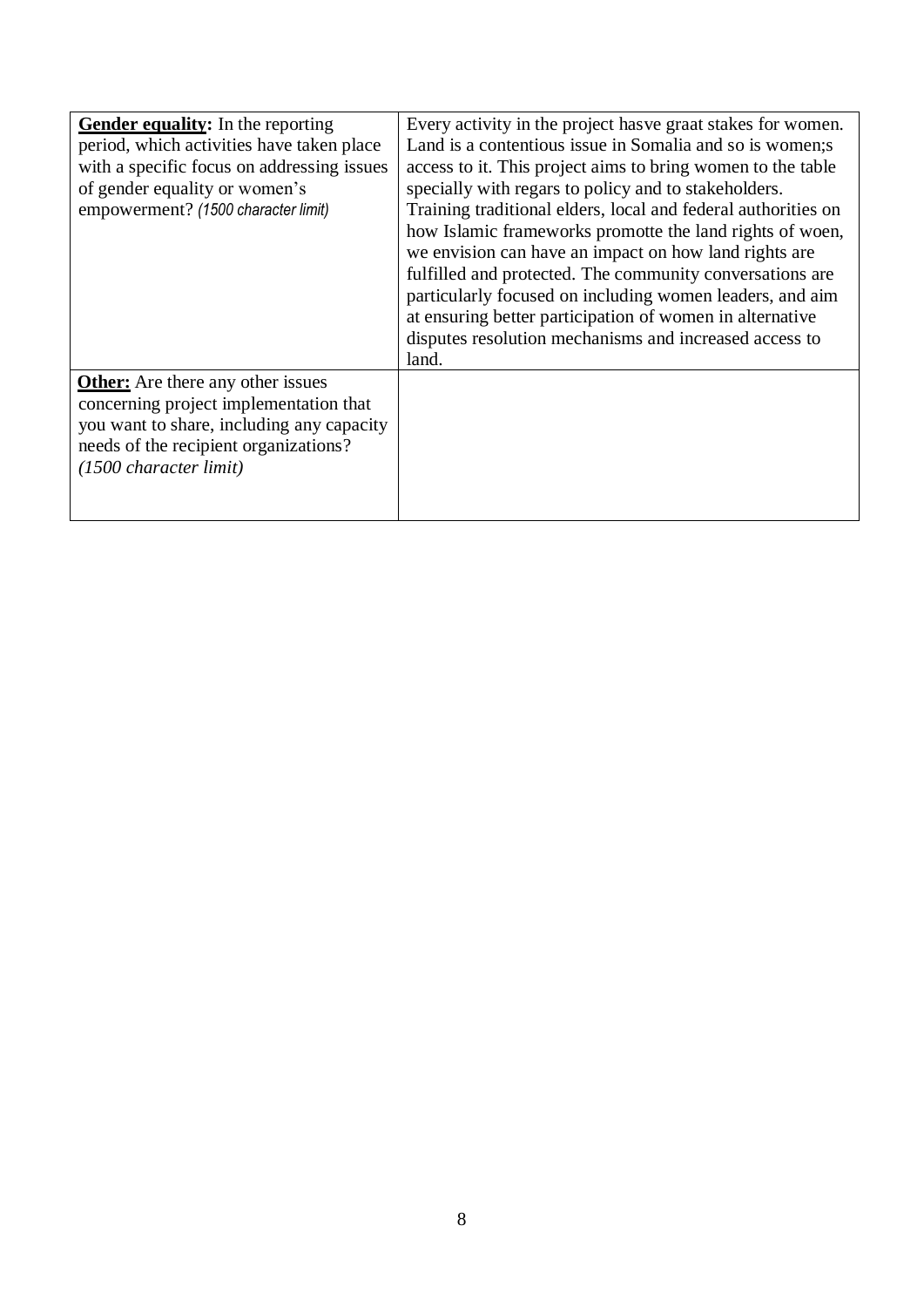| | |
|---|---|
| **Gender equality:** In the reporting period, which activities have taken place with a specific focus on addressing issues of gender equality or women's empowerment? *(1500 character limit)* | Every activity in the project hasve graat stakes for women. Land is a contentious issue in Somalia and so is women;s access to it. This project aims to bring women to the table specially with regars to policy and to stakeholders. Training traditional elders, local and federal authorities on how Islamic frameworks promotte the land rights of woen, we envision can have an impact on how land rights are fulfilled and protected. The community conversations are particularly focused on including women leaders, and aim at ensuring better participation of women in alternative disputes resolution mechanisms and increased access to land. |
| **Other:** Are there any other issues concerning project implementation that you want to share, including any capacity needs of the recipient organizations? *(1500 character limit)* | |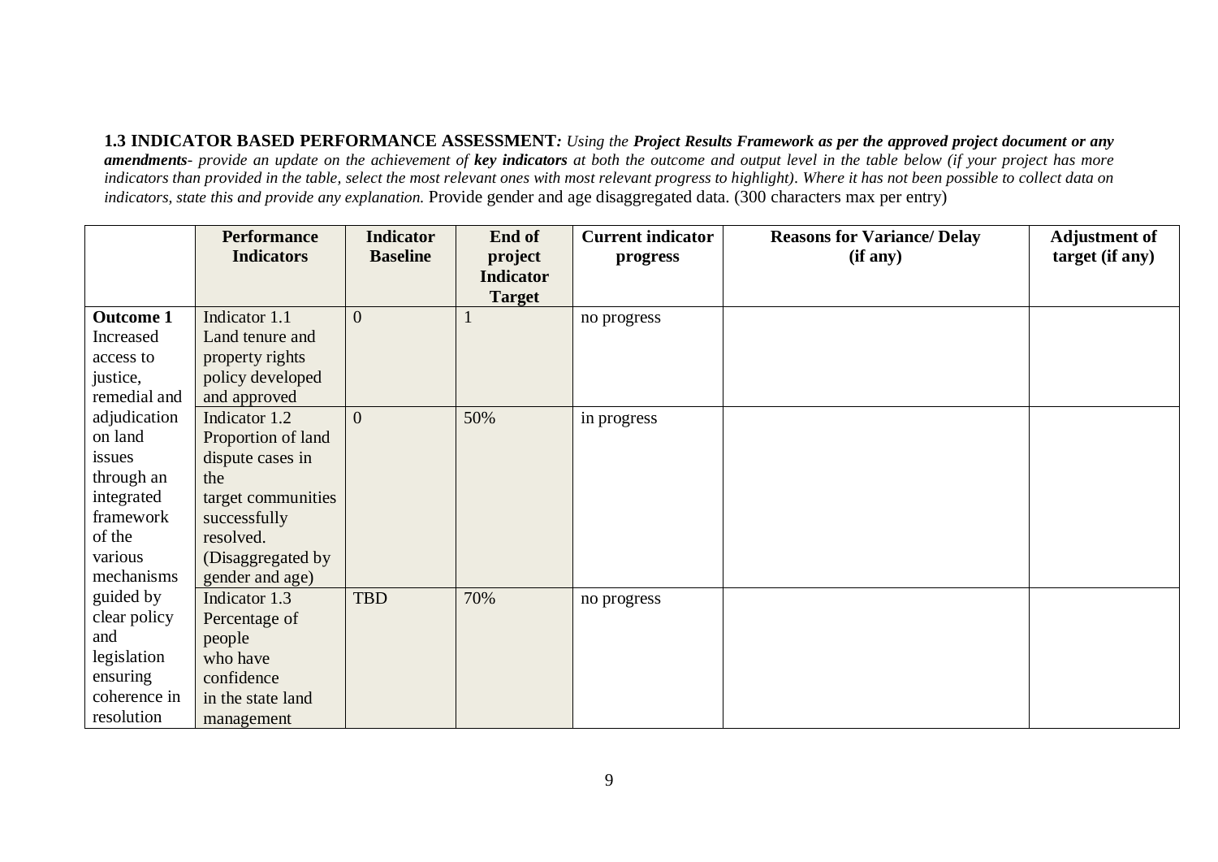**1.3 INDICATOR BASED PERFORMANCE ASSESSMENT***: Using the **Project Results Framework as per the approved project document or any amendments**- provide an update on the achievement of **key indicators** at both the outcome and output level in the table below (if your project has more indicators than provided in the table, select the most relevant ones with most relevant progress to highlight). Where it has not been possible to collect data on indicators, state this and provide any explanation.* Provide gender and age disaggregated data. (300 characters max per entry)

| | Performance Indicators | Indicator Baseline | End of project Indicator Target | Current indicator progress | Reasons for Variance/ Delay (if any) | Adjustment of target (if any) |
|---|---|---|---|---|---|---|
| **Outcome 1** Increased access to justice, remedial and adjudication on land issues through an integrated framework of the various mechanisms guided by clear policy and legislation ensuring coherence in resolution | Indicator 1.1 Land tenure and property rights policy developed and approved | 0 | 1 | no progress | | |
| | Indicator 1.2 Proportion of land dispute cases in the target communities successfully resolved. (Disaggregated by gender and age) | 0 | 50% | in progress | | |
| | Indicator 1.3 Percentage of people who have confidence in the state land management | TBD | 70% | no progress | | |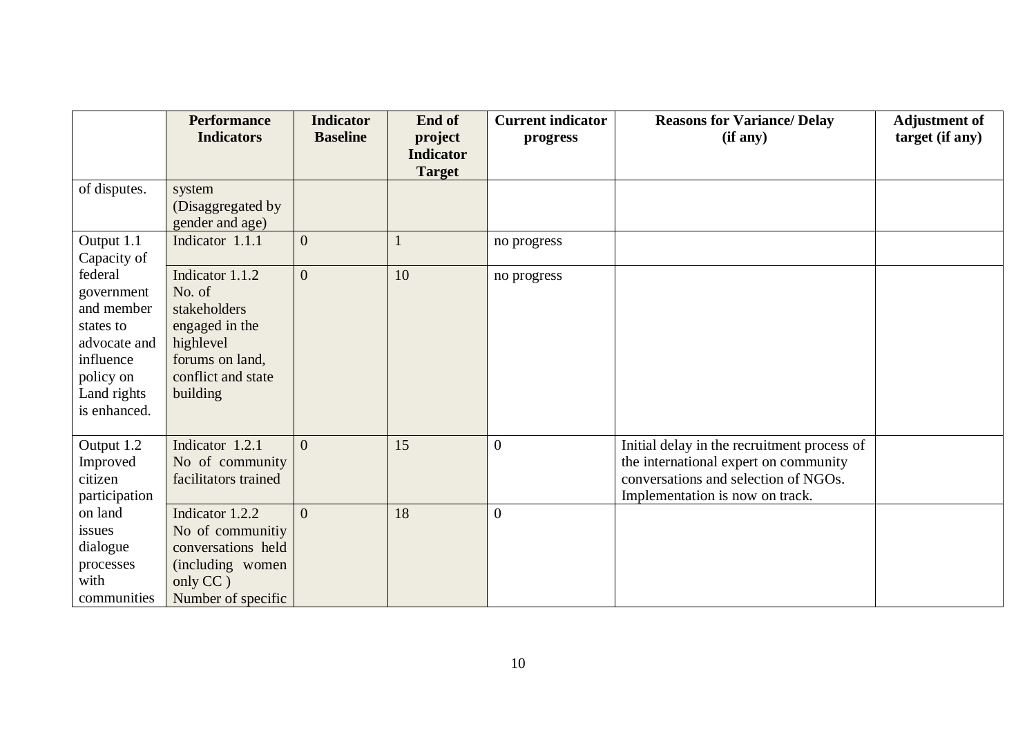| | Performance Indicators | Indicator Baseline | End of project Indicator Target | Current indicator progress | Reasons for Variance/ Delay (if any) | Adjustment of target (if any) |
|---|---|---|---|---|---|---|
| of disputes. | system (Disaggregated by gender and age) | | | | | |
| Output 1.1 Capacity of federal government and member states to advocate and influence policy on Land rights is enhanced. | Indicator 1.1.1 | 0 | 1 | no progress | | |
| | Indicator 1.1.2 No. of stakeholders engaged in the highlevel forums on land, conflict and state building | 0 | 10 | no progress | | |
| Output 1.2 Improved citizen participation on land issues dialogue processes with communities | Indicator 1.2.1 No of community facilitators trained | 0 | 15 | 0 | Initial delay in the recruitment process of the international expert on community conversations and selection of NGOs. Implementation is now on track. | |
| | Indicator 1.2.2 No of communitiy conversations held (including women only CC ) Number of specific | 0 | 18 | 0 | | |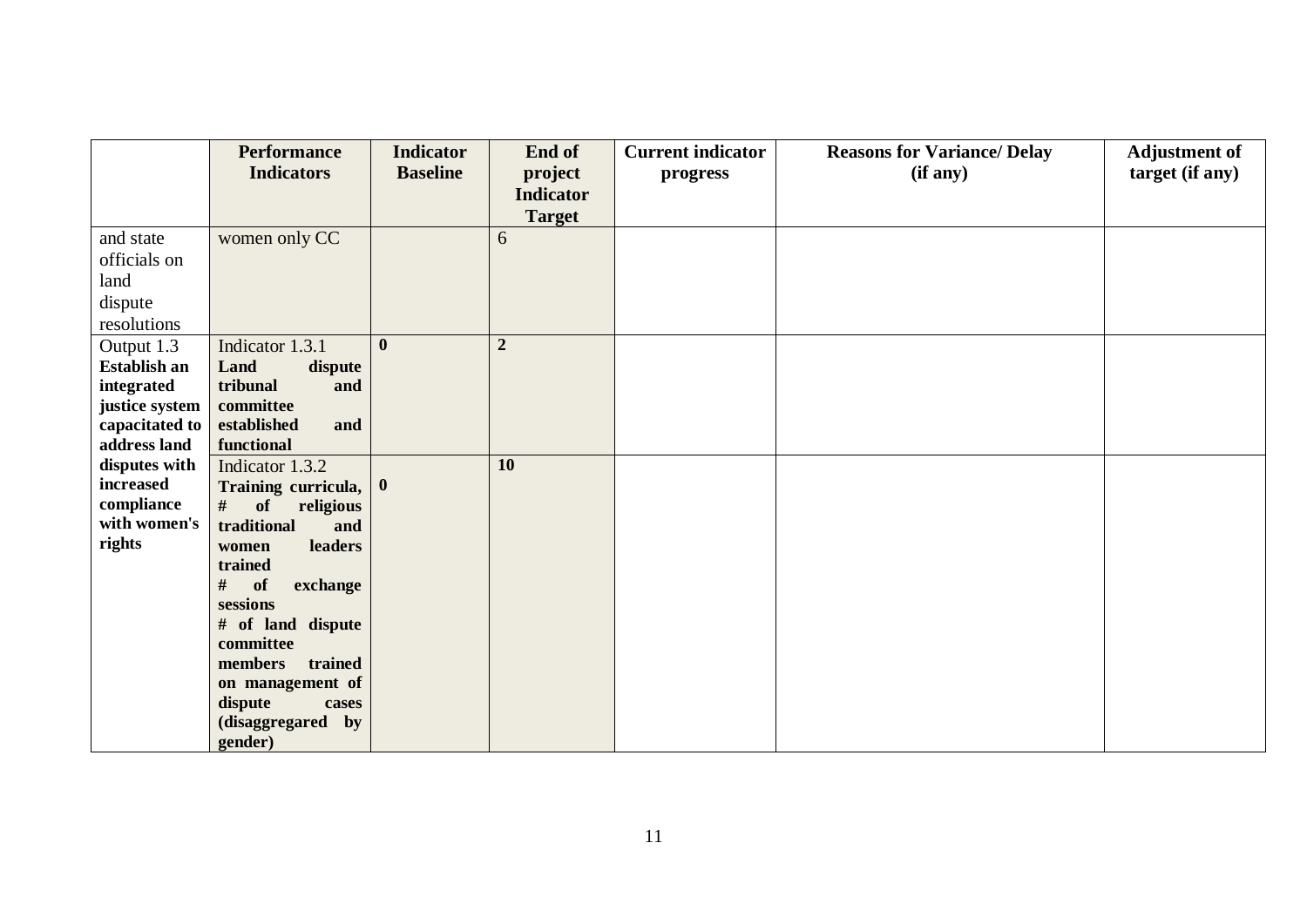| | Performance Indicators | Indicator Baseline | End of project Indicator Target | Current indicator progress | Reasons for Variance/ Delay (if any) | Adjustment of target (if any) |
|---|---|---|---|---|---|---|
| and state officials on land dispute resolutions | women only CC | | 6 | | | |
| Output 1.3 **Establish an integrated justice system capacitated to address land disputes with increased compliance with women's rights** | Indicator 1.3.1 **Land dispute tribunal and committee established and functional** | **0** | **2** | | | |
| | Indicator 1.3.2 **Training curricula, # of religious traditional and women leaders trained # of exchange sessions # of land dispute committee members trained on management of dispute cases (disaggregared by gender)** | **0** | **10** | | | |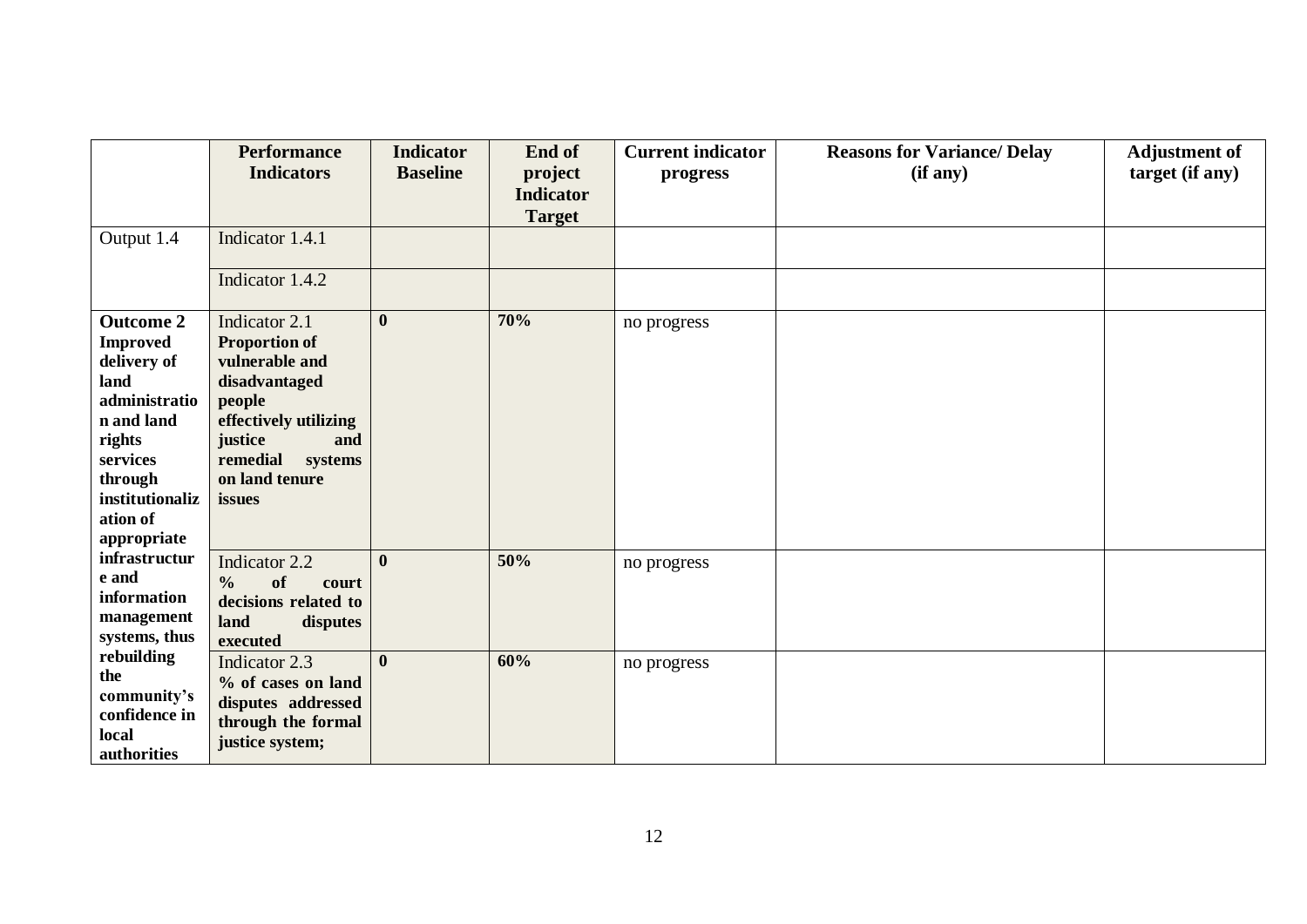| | Performance Indicators | Indicator Baseline | End of project Indicator Target | Current indicator progress | Reasons for Variance/ Delay (if any) | Adjustment of target (if any) |
|---|---|---|---|---|---|---|
| Output 1.4 | Indicator 1.4.1 | | | | | |
| | Indicator 1.4.2 | | | | | |
| **Outcome 2 Improved delivery of land administration and land rights services through institutionalization of appropriate infrastructure and information management systems, thus rebuilding the community's confidence in local authorities** | Indicator 2.1 **Proportion of vulnerable and disadvantaged people effectively utilizing justice and remedial systems on land tenure issues** | **0** | **70%** | no progress | | |
| | Indicator 2.2 **% of court decisions related to land disputes executed** | **0** | **50%** | no progress | | |
| | Indicator 2.3 **% of cases on land disputes addressed through the formal justice system;** | **0** | **60%** | no progress | | |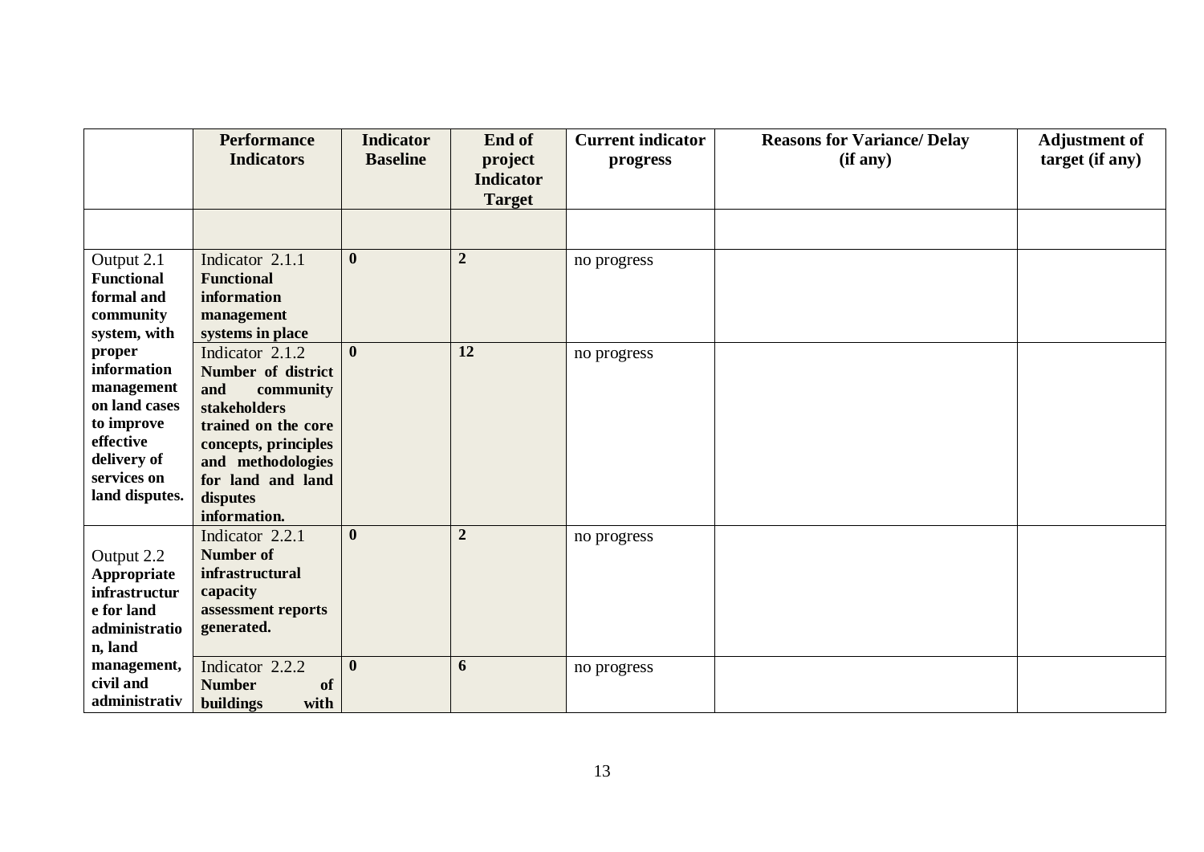| | Performance Indicators | Indicator Baseline | End of project Indicator Target | Current indicator progress | Reasons for Variance/ Delay (if any) | Adjustment of target (if any) |
|---|---|---|---|---|---|---|
| | | | | | | |
| Output 2.1 **Functional formal and community system, with proper information management on land cases to improve effective delivery of services on land disputes.** | Indicator 2.1.1 **Functional information management systems in place** | **0** | **2** | no progress | | |
| | Indicator 2.1.2 **Number of district and community stakeholders trained on the core concepts, principles and methodologies for land and land disputes information.** | **0** | **12** | no progress | | |
| Output 2.2 **Appropriate infrastructure for land administration, land management, civil and administrativ** | Indicator 2.2.1 **Number of infrastructural capacity assessment reports generated.** | **0** | **2** | no progress | | |
| | Indicator 2.2.2 **Number of buildings with** | **0** | **6** | no progress | | |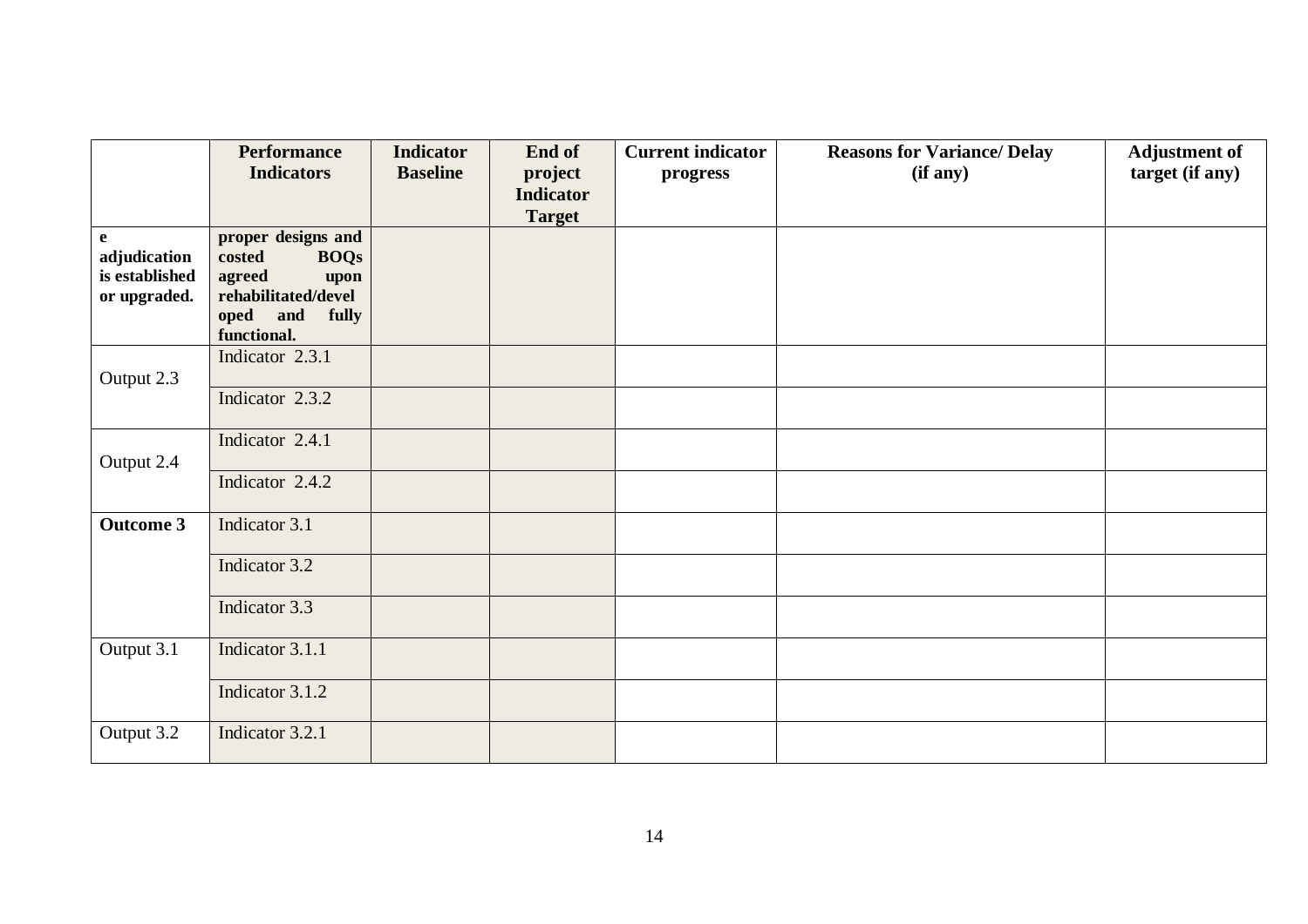| | Performance Indicators | Indicator Baseline | End of project Indicator Target | Current indicator progress | Reasons for Variance/ Delay (if any) | Adjustment of target (if any) |
|---|---|---|---|---|---|---|
| **e adjudication is established or upgraded.** | **proper designs and costed BOQs agreed upon rehabilitated/developed and fully functional.** | | | | | |
| Output 2.3 | Indicator 2.3.1 | | | | | |
| | Indicator 2.3.2 | | | | | |
| Output 2.4 | Indicator 2.4.1 | | | | | |
| | Indicator 2.4.2 | | | | | |
| **Outcome 3** | Indicator 3.1 | | | | | |
| | Indicator 3.2 | | | | | |
| | Indicator 3.3 | | | | | |
| Output 3.1 | Indicator 3.1.1 | | | | | |
| | Indicator 3.1.2 | | | | | |
| Output 3.2 | Indicator 3.2.1 | | | | | |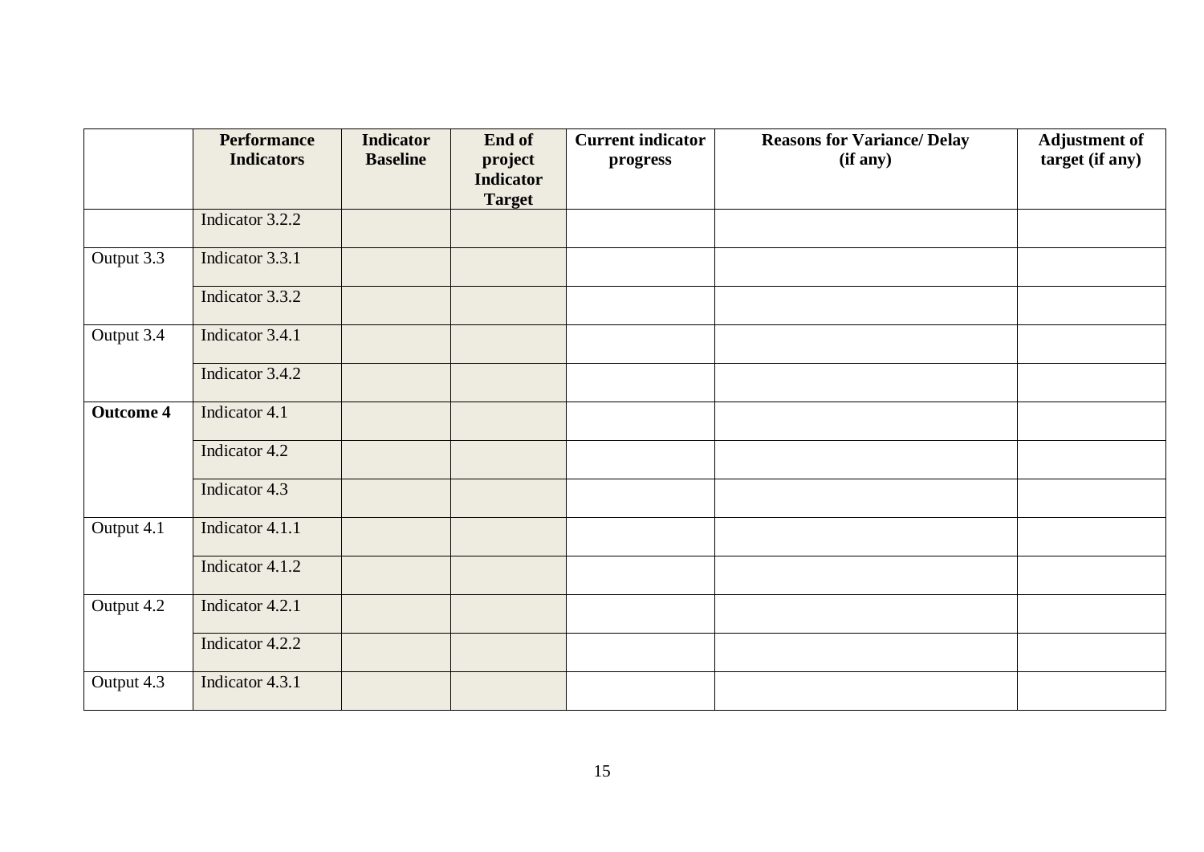| | Performance Indicators | Indicator Baseline | End of project Indicator Target | Current indicator progress | Reasons for Variance/ Delay (if any) | Adjustment of target (if any) |
|---|---|---|---|---|---|---|
| | Indicator 3.2.2 | | | | | |
| Output 3.3 | Indicator 3.3.1 | | | | | |
| | Indicator 3.3.2 | | | | | |
| Output 3.4 | Indicator 3.4.1 | | | | | |
| | Indicator 3.4.2 | | | | | |
| **Outcome 4** | Indicator 4.1 | | | | | |
| | Indicator 4.2 | | | | | |
| | Indicator 4.3 | | | | | |
| Output 4.1 | Indicator 4.1.1 | | | | | |
| | Indicator 4.1.2 | | | | | |
| Output 4.2 | Indicator 4.2.1 | | | | | |
| | Indicator 4.2.2 | | | | | |
| Output 4.3 | Indicator 4.3.1 | | | | | |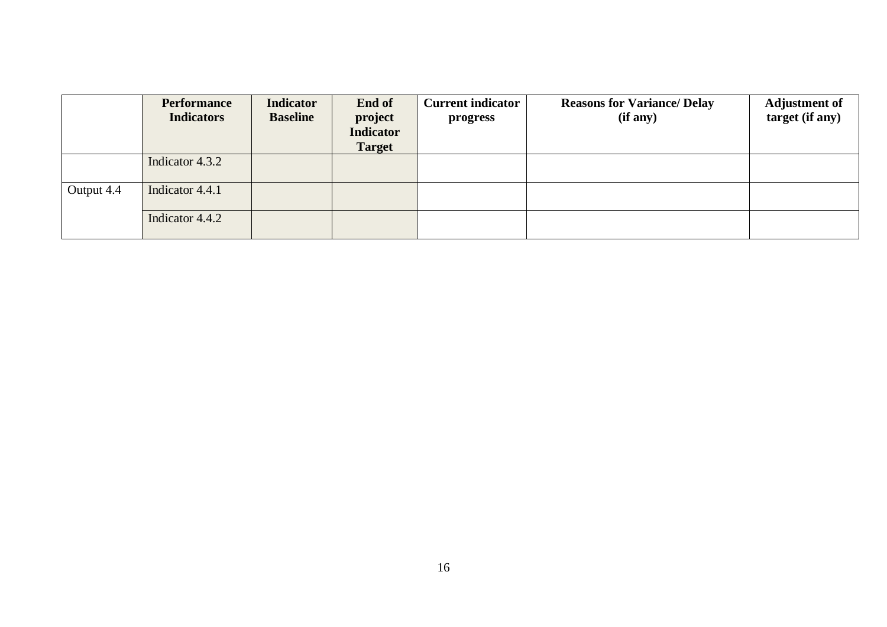| | Performance Indicators | Indicator Baseline | End of project Indicator Target | Current indicator progress | Reasons for Variance/ Delay (if any) | Adjustment of target (if any) |
|---|---|---|---|---|---|---|
| | Indicator 4.3.2 | | | | | |
| Output 4.4 | Indicator 4.4.1 | | | | | |
| | Indicator 4.4.2 | | | | | |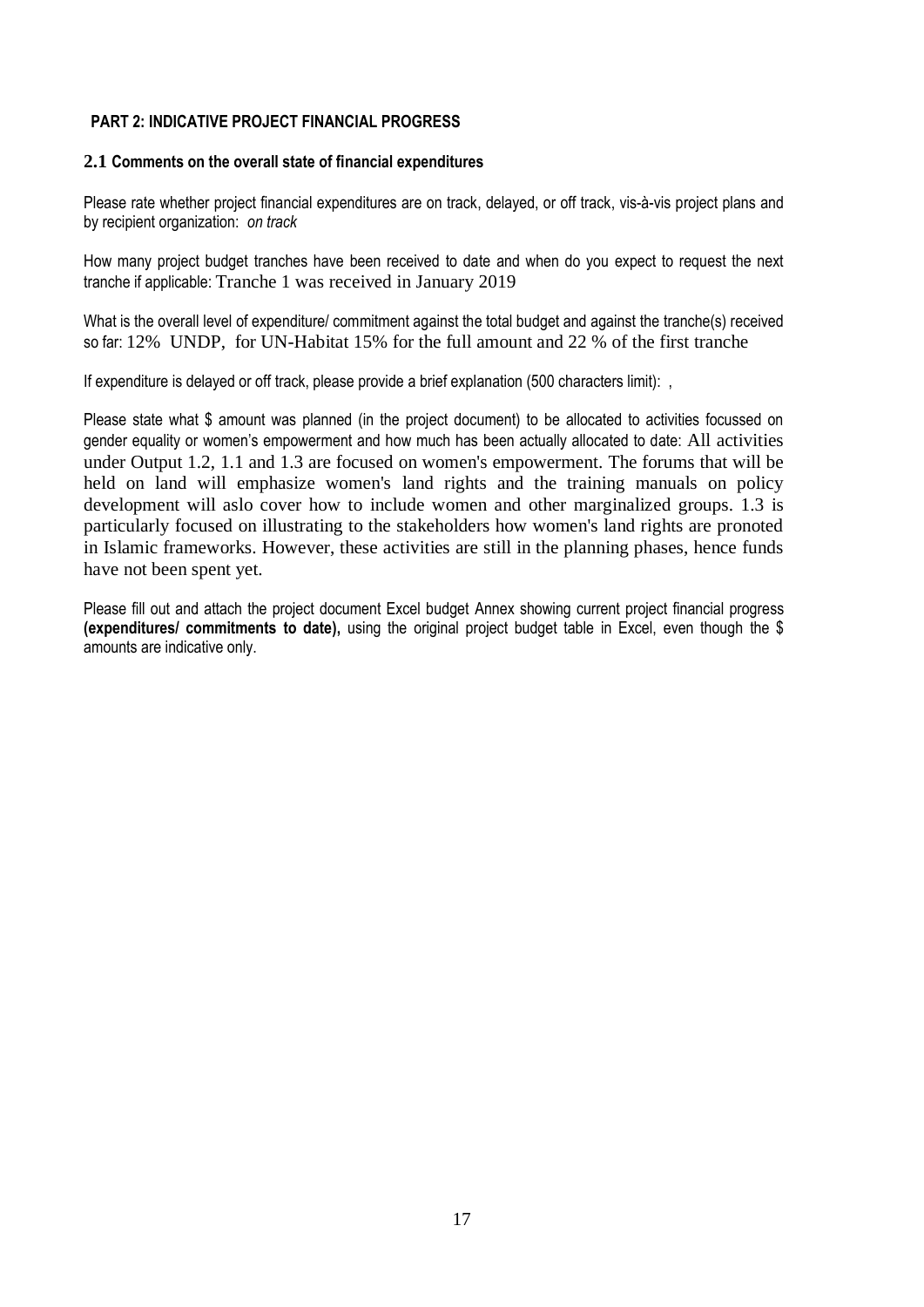**PART 2: INDICATIVE PROJECT FINANCIAL PROGRESS**

**2.1 Comments on the overall state of financial expenditures**

Please rate whether project financial expenditures are on track, delayed, or off track, vis-à-vis project plans and by recipient organization: *on track*

How many project budget tranches have been received to date and when do you expect to request the next tranche if applicable: Tranche 1 was received in January 2019

What is the overall level of expenditure/ commitment against the total budget and against the tranche(s) received so far: 12% UNDP, for UN-Habitat 15% for the full amount and 22 % of the first tranche

If expenditure is delayed or off track, please provide a brief explanation (500 characters limit): ,

Please state what $ amount was planned (in the project document) to be allocated to activities focussed on gender equality or women's empowerment and how much has been actually allocated to date: All activities under Output 1.2, 1.1 and 1.3 are focused on women's empowerment. The forums that will be held on land will emphasize women's land rights and the training manuals on policy development will aslo cover how to include women and other marginalized groups. 1.3 is particularly focused on illustrating to the stakeholders how women's land rights are pronoted in Islamic frameworks. However, these activities are still in the planning phases, hence funds have not been spent yet.

Please fill out and attach the project document Excel budget Annex showing current project financial progress **(expenditures/ commitments to date),** using the original project budget table in Excel, even though the $ amounts are indicative only.